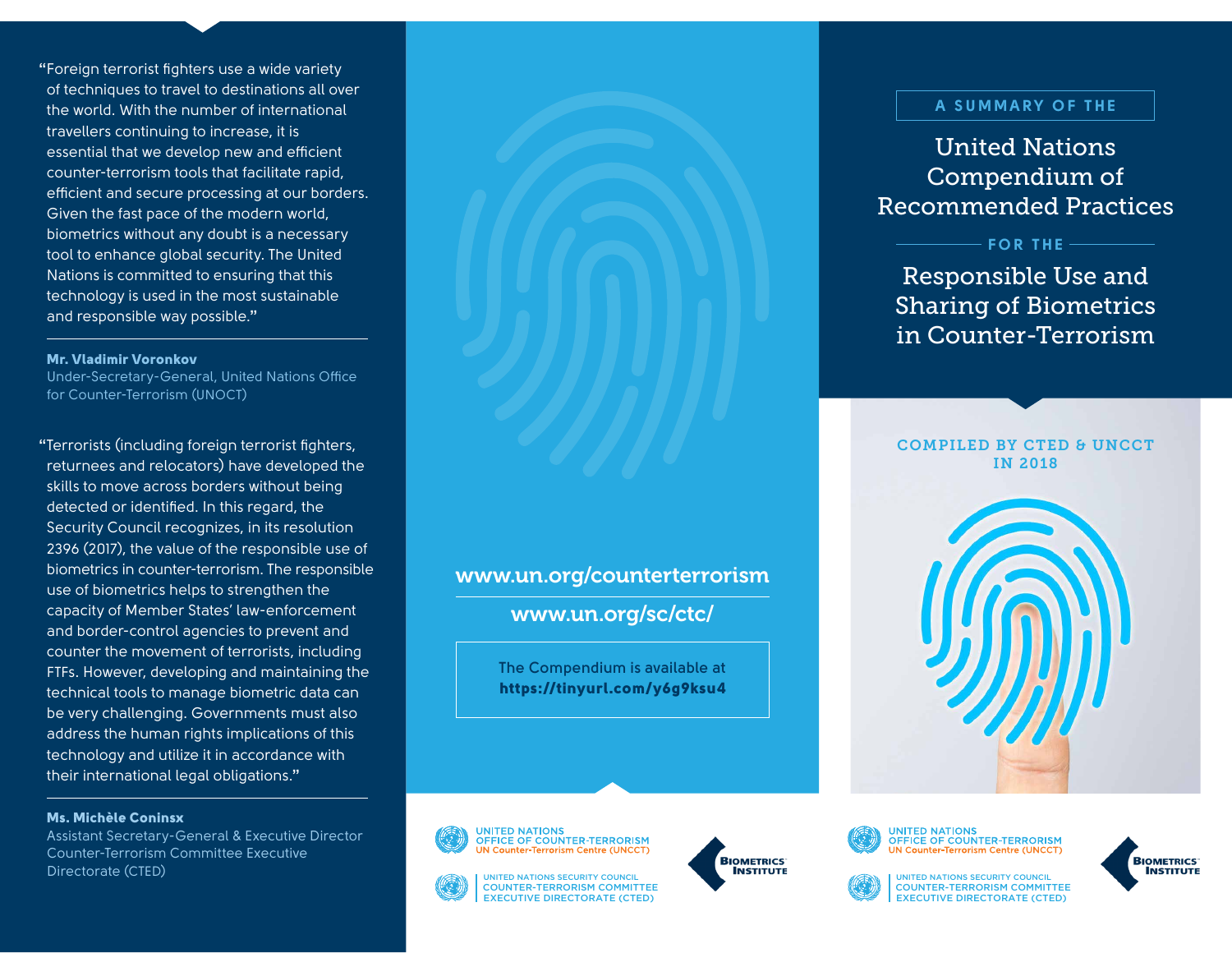"Foreign terrorist fighters use a wide variety of techniques to travel to destinations all over the world. With the number of international travellers continuing to increase, it is essential that we develop new and efficient counter-terrorism tools that facilitate rapid, efficient and secure processing at our borders. Given the fast pace of the modern world, biometrics without any doubt is a necessary tool to enhance global security. The United Nations is committed to ensuring that this technology is used in the most sustainable and responsible way possible."

**Mr. Vladimir Voronkov**
Under-Secretary-General, United Nations Office for Counter-Terrorism (UNOCT)

"Terrorists (including foreign terrorist fighters, returnees and relocators) have developed the skills to move across borders without being detected or identified. In this regard, the Security Council recognizes, in its resolution 2396 (2017), the value of the responsible use of biometrics in counter-terrorism. The responsible use of biometrics helps to strengthen the capacity of Member States' law-enforcement and border-control agencies to prevent and counter the movement of terrorists, including FTFs. However, developing and maintaining the technical tools to manage biometric data can be very challenging. Governments must also address the human rights implications of this technology and utilize it in accordance with their international legal obligations."

**Ms. Michèle Coninsx**
Assistant Secretary-General & Executive Director Counter-Terrorism Committee Executive Directorate (CTED)

www.un.org/counterterrorism

www.un.org/sc/ctc/

The Compendium is available at **https://tinyurl.com/y6g9ksu4**

UNITED NATIONS OFFICE OF COUNTER-TERRORISM
UN Counter-Terrorism Centre (UNCCT)

UNITED NATIONS SECURITY COUNCIL COUNTER-TERRORISM COMMITTEE EXECUTIVE DIRECTORATE (CTED)

BIOMETRICS INSTITUTE

A SUMMARY OF THE

# United Nations Compendium of Recommended Practices

FOR THE

# Responsible Use and Sharing of Biometrics in Counter-Terrorism

COMPILED BY CTED & UNCCT IN 2018

UNITED NATIONS OFFICE OF COUNTER-TERRORISM
UN Counter-Terrorism Centre (UNCCT)

UNITED NATIONS SECURITY COUNCIL COUNTER-TERRORISM COMMITTEE EXECUTIVE DIRECTORATE (CTED)

BIOMETRICS INSTITUTE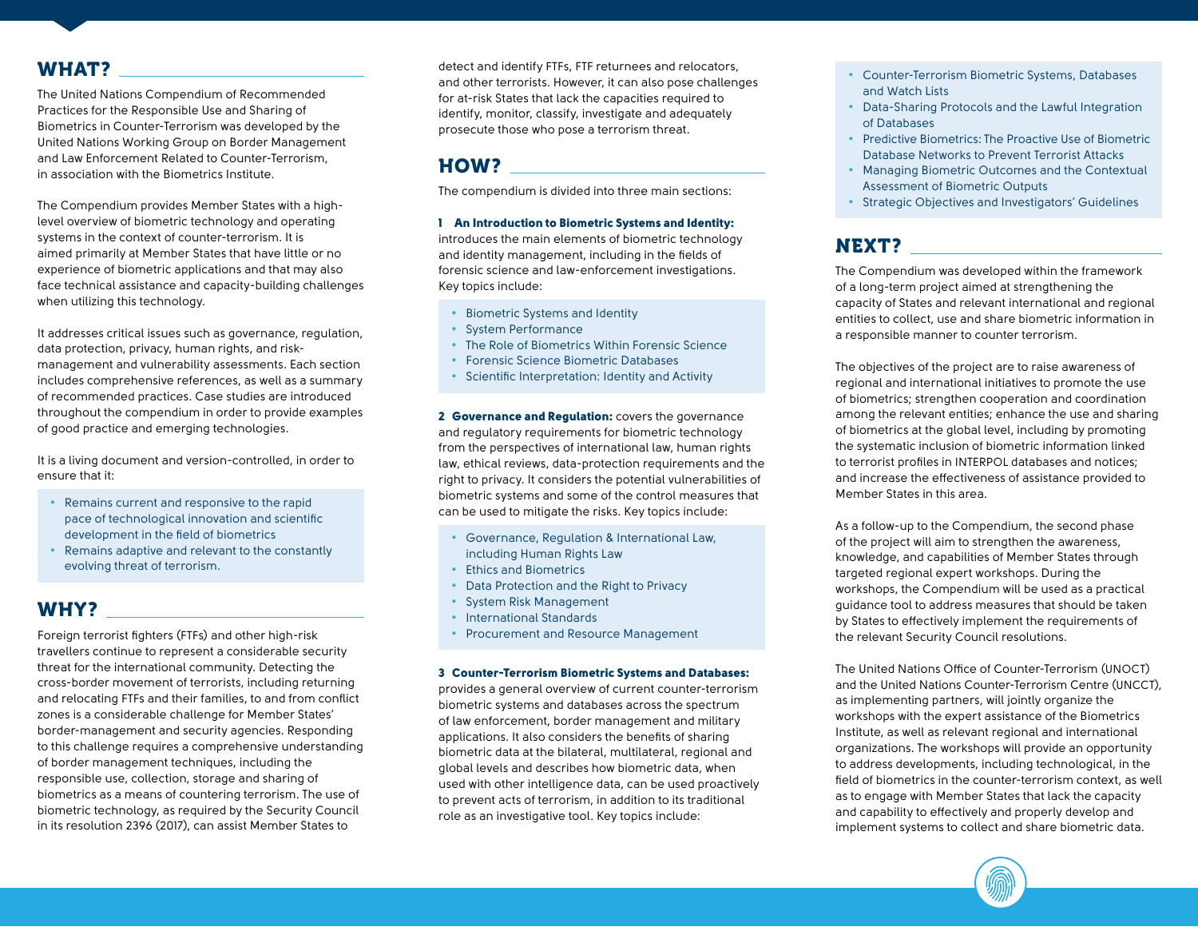## WHAT?

The United Nations Compendium of Recommended Practices for the Responsible Use and Sharing of Biometrics in Counter-Terrorism was developed by the United Nations Working Group on Border Management and Law Enforcement Related to Counter-Terrorism, in association with the Biometrics Institute.

The Compendium provides Member States with a high-level overview of biometric technology and operating systems in the context of counter-terrorism. It is aimed primarily at Member States that have little or no experience of biometric applications and that may also face technical assistance and capacity-building challenges when utilizing this technology.

It addresses critical issues such as governance, regulation, data protection, privacy, human rights, and risk-management and vulnerability assessments. Each section includes comprehensive references, as well as a summary of recommended practices. Case studies are introduced throughout the compendium in order to provide examples of good practice and emerging technologies.

It is a living document and version-controlled, in order to ensure that it:

- Remains current and responsive to the rapid pace of technological innovation and scientific development in the field of biometrics
- Remains adaptive and relevant to the constantly evolving threat of terrorism.

## WHY?

Foreign terrorist fighters (FTFs) and other high-risk travellers continue to represent a considerable security threat for the international community. Detecting the cross-border movement of terrorists, including returning and relocating FTFs and their families, to and from conflict zones is a considerable challenge for Member States' border-management and security agencies. Responding to this challenge requires a comprehensive understanding of border management techniques, including the responsible use, collection, storage and sharing of biometrics as a means of countering terrorism. The use of biometric technology, as required by the Security Council in its resolution 2396 (2017), can assist Member States to detect and identify FTFs, FTF returnees and relocators, and other terrorists. However, it can also pose challenges for at-risk States that lack the capacities required to identify, monitor, classify, investigate and adequately prosecute those who pose a terrorism threat.

## HOW?

The compendium is divided into three main sections:

**1 An Introduction to Biometric Systems and Identity:** introduces the main elements of biometric technology and identity management, including in the fields of forensic science and law-enforcement investigations. Key topics include:

- Biometric Systems and Identity
- System Performance
- The Role of Biometrics Within Forensic Science
- Forensic Science Biometric Databases
- Scientific Interpretation: Identity and Activity

**2 Governance and Regulation:** covers the governance and regulatory requirements for biometric technology from the perspectives of international law, human rights law, ethical reviews, data-protection requirements and the right to privacy. It considers the potential vulnerabilities of biometric systems and some of the control measures that can be used to mitigate the risks. Key topics include:

- Governance, Regulation & International Law, including Human Rights Law
- Ethics and Biometrics
- Data Protection and the Right to Privacy
- System Risk Management
- International Standards
- Procurement and Resource Management

**3 Counter-Terrorism Biometric Systems and Databases:** provides a general overview of current counter-terrorism biometric systems and databases across the spectrum of law enforcement, border management and military applications. It also considers the benefits of sharing biometric data at the bilateral, multilateral, regional and global levels and describes how biometric data, when used with other intelligence data, can be used proactively to prevent acts of terrorism, in addition to its traditional role as an investigative tool. Key topics include:

- Counter-Terrorism Biometric Systems, Databases and Watch Lists
- Data-Sharing Protocols and the Lawful Integration of Databases
- Predictive Biometrics: The Proactive Use of Biometric Database Networks to Prevent Terrorist Attacks
- Managing Biometric Outcomes and the Contextual Assessment of Biometric Outputs
- Strategic Objectives and Investigators' Guidelines

## NEXT?

The Compendium was developed within the framework of a long-term project aimed at strengthening the capacity of States and relevant international and regional entities to collect, use and share biometric information in a responsible manner to counter terrorism.

The objectives of the project are to raise awareness of regional and international initiatives to promote the use of biometrics; strengthen cooperation and coordination among the relevant entities; enhance the use and sharing of biometrics at the global level, including by promoting the systematic inclusion of biometric information linked to terrorist profiles in INTERPOL databases and notices; and increase the effectiveness of assistance provided to Member States in this area.

As a follow-up to the Compendium, the second phase of the project will aim to strengthen the awareness, knowledge, and capabilities of Member States through targeted regional expert workshops. During the workshops, the Compendium will be used as a practical guidance tool to address measures that should be taken by States to effectively implement the requirements of the relevant Security Council resolutions.

The United Nations Office of Counter-Terrorism (UNOCT) and the United Nations Counter-Terrorism Centre (UNCCT), as implementing partners, will jointly organize the workshops with the expert assistance of the Biometrics Institute, as well as relevant regional and international organizations. The workshops will provide an opportunity to address developments, including technological, in the field of biometrics in the counter-terrorism context, as well as to engage with Member States that lack the capacity and capability to effectively and properly develop and implement systems to collect and share biometric data.